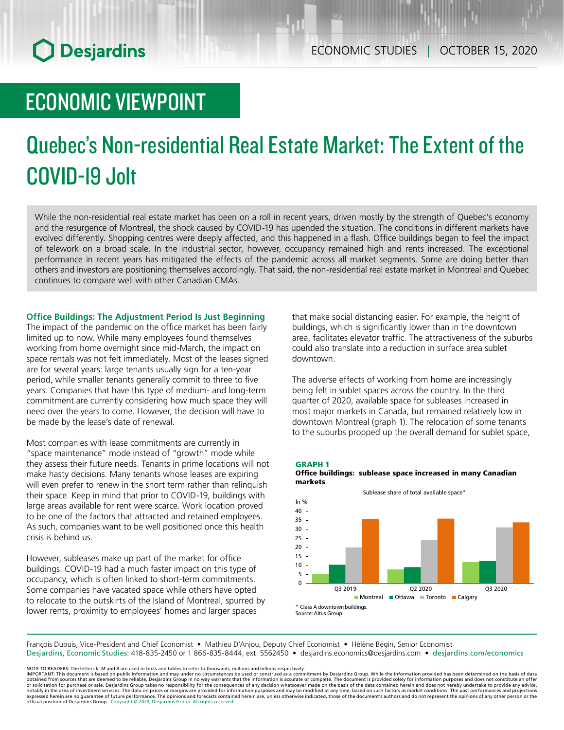ECONOMIC STUDIES | OCTOBER 15, 2020

# ECONOMIC VIEWPOINT

# Quebec's Non-residential Real Estate Market: The Extent of the COVID-19 Jolt

While the non-residential real estate market has been on a roll in recent years, driven mostly by the strength of Quebec's economy and the resurgence of Montreal, the shock caused by COVID-19 has upended the situation. The conditions in different markets have evolved differently. Shopping centres were deeply affected, and this happened in a flash. Office buildings began to feel the impact of telework on a broad scale. In the industrial sector, however, occupancy remained high and rents increased. The exceptional performance in recent years has mitigated the effects of the pandemic across all market segments. Some are doing better than others and investors are positioning themselves accordingly. That said, the non-residential real estate market in Montreal and Quebec continues to compare well with other Canadian CMAs.

## Office Buildings: The Adjustment Period Is Just Beginning

The impact of the pandemic on the office market has been fairly limited up to now. While many employees found themselves working from home overnight since mid-March, the impact on space rentals was not felt immediately. Most of the leases signed are for several years: large tenants usually sign for a ten-year period, while smaller tenants generally commit to three to five years. Companies that have this type of medium- and long-term commitment are currently considering how much space they will need over the years to come. However, the decision will have to be made by the lease's date of renewal.

Most companies with lease commitments are currently in "space maintenance" mode instead of "growth" mode while they assess their future needs. Tenants in prime locations will not make hasty decisions. Many tenants whose leases are expiring will even prefer to renew in the short term rather than relinquish their space. Keep in mind that prior to COVID-19, buildings with large areas available for rent were scarce. Work location proved to be one of the factors that attracted and retained employees. As such, companies want to be well positioned once this health crisis is behind us.

However, subleases make up part of the market for office buildings. COVID-19 had a much faster impact on this type of occupancy, which is often linked to short-term commitments. Some companies have vacated space while others have opted to relocate to the outskirts of the Island of Montreal, spurred by lower rents, proximity to employees' homes and larger spaces that make social distancing easier. For example, the height of buildings, which is significantly lower than in the downtown area, facilitates elevator traffic. The attractiveness of the suburbs could also translate into a reduction in surface area sublet downtown.

The adverse effects of working from home are increasingly being felt in sublet spaces across the country. In the third quarter of 2020, available space for subleases increased in most major markets in Canada, but remained relatively low in downtown Montreal (graph 1). The relocation of some tenants to the suburbs propped up the overall demand for sublet space,

**GRAPH 1**
**Office buildings: sublease space increased in many Canadian markets**

Sublease share of total available space*

| In % | Montreal | Ottawa | Toronto | Calgary |
|---|---|---|---|---|
| Q3 2019 | 5 | 10 | 20 | 35 |
| Q2 2020 | 7.5 | 9 | 24 | 35.5 |
| Q3 2020 | 12 | 12 | 31 | 34 |

\* Class A downtown buildings.
Source: Altus Group

François Dupuis, Vice-President and Chief Economist • Mathieu D'Anjou, Deputy Chief Economist • Hélène Bégin, Senior Economist
Desjardins, Economic Studies: 418-835-2450 or 1 866-835-8444, ext. 5562450 • desjardins.economics@desjardins.com • desjardins.com/economics

NOTE TO READERS: The letters k, M and B are used in texts and tables to refer to thousands, millions and billions respectively.
IMPORTANT: This document is based on public information and may under no circumstances be used or construed as a commitment by Desjardins Group. While the information provided has been determined on the basis of data obtained from sources that are deemed to be reliable, Desjardins Group in no way warrants that the information is accurate or complete. The document is provided solely for information purposes and does not constitute an offer or solicitation for purchase or sale. Desjardins Group takes no responsibility for the consequences of any decision whatsoever made on the basis of the data contained herein and does not hereby undertake to provide any advice, notably in the area of investment services. The data on prices or margins are provided for information purposes and may be modified at any time, based on such factors as market conditions. The past performances and projections expressed herein are no guarantee of future performance. The opinions and forecasts contained herein are, unless otherwise indicated, those of the document's authors and do not represent the opinions of any other person or the official position of Desjardins Group. Copyright © 2020, Desjardins Group. All rights reserved.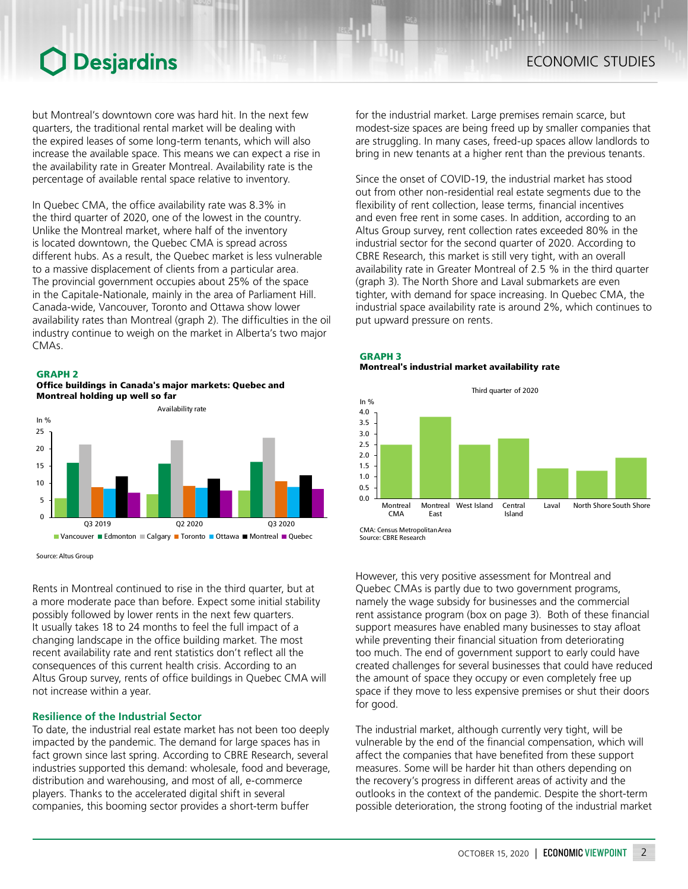but Montreal's downtown core was hard hit. In the next few quarters, the traditional rental market will be dealing with the expired leases of some long-term tenants, which will also increase the available space. This means we can expect a rise in the availability rate in Greater Montreal. Availability rate is the percentage of available rental space relative to inventory.

In Quebec CMA, the office availability rate was 8.3% in the third quarter of 2020, one of the lowest in the country. Unlike the Montreal market, where half of the inventory is located downtown, the Quebec CMA is spread across different hubs. As a result, the Quebec market is less vulnerable to a massive displacement of clients from a particular area. The provincial government occupies about 25% of the space in the Capitale-Nationale, mainly in the area of Parliament Hill. Canada-wide, Vancouver, Toronto and Ottawa show lower availability rates than Montreal (graph 2). The difficulties in the oil industry continue to weigh on the market in Alberta's two major CMAs.

**GRAPH 2**
**Office buildings in Canada's major markets: Quebec and Montreal holding up well so far**

Availability rate

Source: Altus Group

Rents in Montreal continued to rise in the third quarter, but at a more moderate pace than before. Expect some initial stability possibly followed by lower rents in the next few quarters. It usually takes 18 to 24 months to feel the full impact of a changing landscape in the office building market. The most recent availability rate and rent statistics don't reflect all the consequences of this current health crisis. According to an Altus Group survey, rents of office buildings in Quebec CMA will not increase within a year.

### Resilience of the Industrial Sector

To date, the industrial real estate market has not been too deeply impacted by the pandemic. The demand for large spaces has in fact grown since last spring. According to CBRE Research, several industries supported this demand: wholesale, food and beverage, distribution and warehousing, and most of all, e-commerce players. Thanks to the accelerated digital shift in several companies, this booming sector provides a short-term buffer for the industrial market. Large premises remain scarce, but modest-size spaces are being freed up by smaller companies that are struggling. In many cases, freed-up spaces allow landlords to bring in new tenants at a higher rent than the previous tenants.

Since the onset of COVID-19, the industrial market has stood out from other non-residential real estate segments due to the flexibility of rent collection, lease terms, financial incentives and even free rent in some cases. In addition, according to an Altus Group survey, rent collection rates exceeded 80% in the industrial sector for the second quarter of 2020. According to CBRE Research, this market is still very tight, with an overall availability rate in Greater Montreal of 2.5 % in the third quarter (graph 3). The North Shore and Laval submarkets are even tighter, with demand for space increasing. In Quebec CMA, the industrial space availability rate is around 2%, which continues to put upward pressure on rents.

**GRAPH 3**
**Montreal's industrial market availability rate**

Third quarter of 2020

CMA: Census Metropolitan Area
Source: CBRE Research

However, this very positive assessment for Montreal and Quebec CMAs is partly due to two government programs, namely the wage subsidy for businesses and the commercial rent assistance program (box on page 3). Both of these financial support measures have enabled many businesses to stay afloat while preventing their financial situation from deteriorating too much. The end of government support to early could have created challenges for several businesses that could have reduced the amount of space they occupy or even completely free up space if they move to less expensive premises or shut their doors for good.

The industrial market, although currently very tight, will be vulnerable by the end of the financial compensation, which will affect the companies that have benefited from these support measures. Some will be harder hit than others depending on the recovery's progress in different areas of activity and the outlooks in the context of the pandemic. Despite the short-term possible deterioration, the strong footing of the industrial market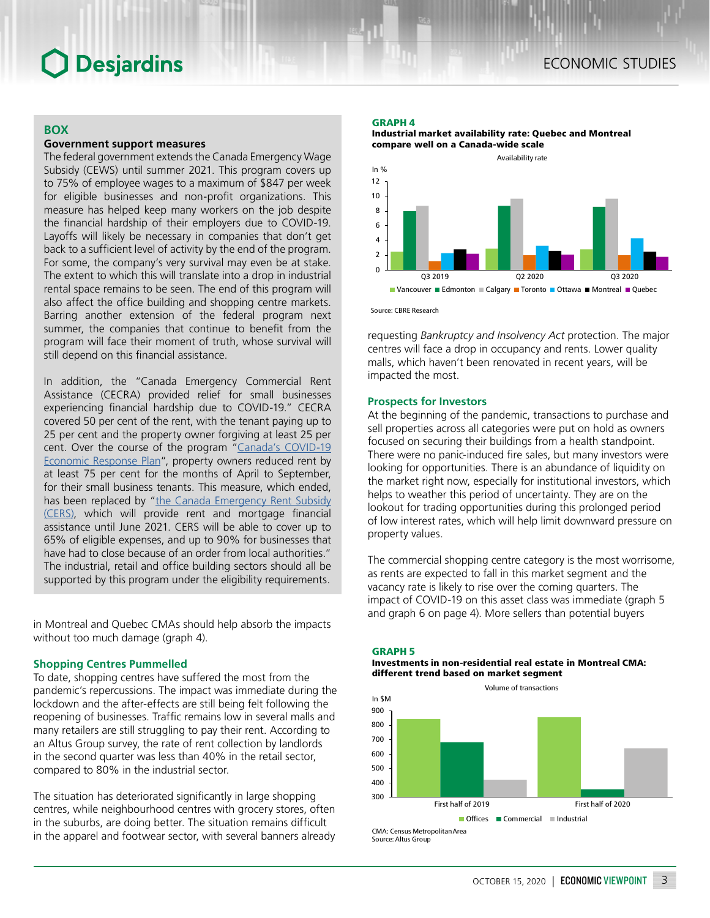## BOX

### Government support measures

The federal government extends the Canada Emergency Wage Subsidy (CEWS) until summer 2021. This program covers up to 75% of employee wages to a maximum of $847 per week for eligible businesses and non-profit organizations. This measure has helped keep many workers on the job despite the financial hardship of their employers due to COVID-19. Layoffs will likely be necessary in companies that don't get back to a sufficient level of activity by the end of the program. For some, the company's very survival may even be at stake. The extent to which this will translate into a drop in industrial rental space remains to be seen. The end of this program will also affect the office building and shopping centre markets. Barring another extension of the federal program next summer, the companies that continue to benefit from the program will face their moment of truth, whose survival will still depend on this financial assistance.

In addition, the "Canada Emergency Commercial Rent Assistance (CECRA) provided relief for small businesses experiencing financial hardship due to COVID-19." CECRA covered 50 per cent of the rent, with the tenant paying up to 25 per cent and the property owner forgiving at least 25 per cent. Over the course of the program "Canada's COVID-19 Economic Response Plan", property owners reduced rent by at least 75 per cent for the months of April to September, for their small business tenants. This measure, which ended, has been replaced by "the Canada Emergency Rent Subsidy (CERS), which will provide rent and mortgage financial assistance until June 2021. CERS will be able to cover up to 65% of eligible expenses, and up to 90% for businesses that have had to close because of an order from local authorities." The industrial, retail and office building sectors should all be supported by this program under the eligibility requirements.

in Montreal and Quebec CMAs should help absorb the impacts without too much damage (graph 4).

### Shopping Centres Pummelled

To date, shopping centres have suffered the most from the pandemic's repercussions. The impact was immediate during the lockdown and the after-effects are still being felt following the reopening of businesses. Traffic remains low in several malls and many retailers are still struggling to pay their rent. According to an Altus Group survey, the rate of rent collection by landlords in the second quarter was less than 40% in the retail sector, compared to 80% in the industrial sector.

The situation has deteriorated significantly in large shopping centres, while neighbourhood centres with grocery stores, often in the suburbs, are doing better. The situation remains difficult in the apparel and footwear sector, with several banners already requesting *Bankruptcy and Insolvency Act* protection. The major centres will face a drop in occupancy and rents. Lower quality malls, which haven't been renovated in recent years, will be impacted the most.

**GRAPH 4**
**Industrial market availability rate: Quebec and Montreal compare well on a Canada-wide scale**

Source: CBRE Research

### Prospects for Investors

At the beginning of the pandemic, transactions to purchase and sell properties across all categories were put on hold as owners focused on securing their buildings from a health standpoint. There were no panic-induced fire sales, but many investors were looking for opportunities. There is an abundance of liquidity on the market right now, especially for institutional investors, which helps to weather this period of uncertainty. They are on the lookout for trading opportunities during this prolonged period of low interest rates, which will help limit downward pressure on property values.

The commercial shopping centre category is the most worrisome, as rents are expected to fall in this market segment and the vacancy rate is likely to rise over the coming quarters. The impact of COVID-19 on this asset class was immediate (graph 5 and graph 6 on page 4). More sellers than potential buyers

**GRAPH 5**
**Investments in non-residential real estate in Montreal CMA: different trend based on market segment**

CMA: Census Metropolitan Area
Source: Altus Group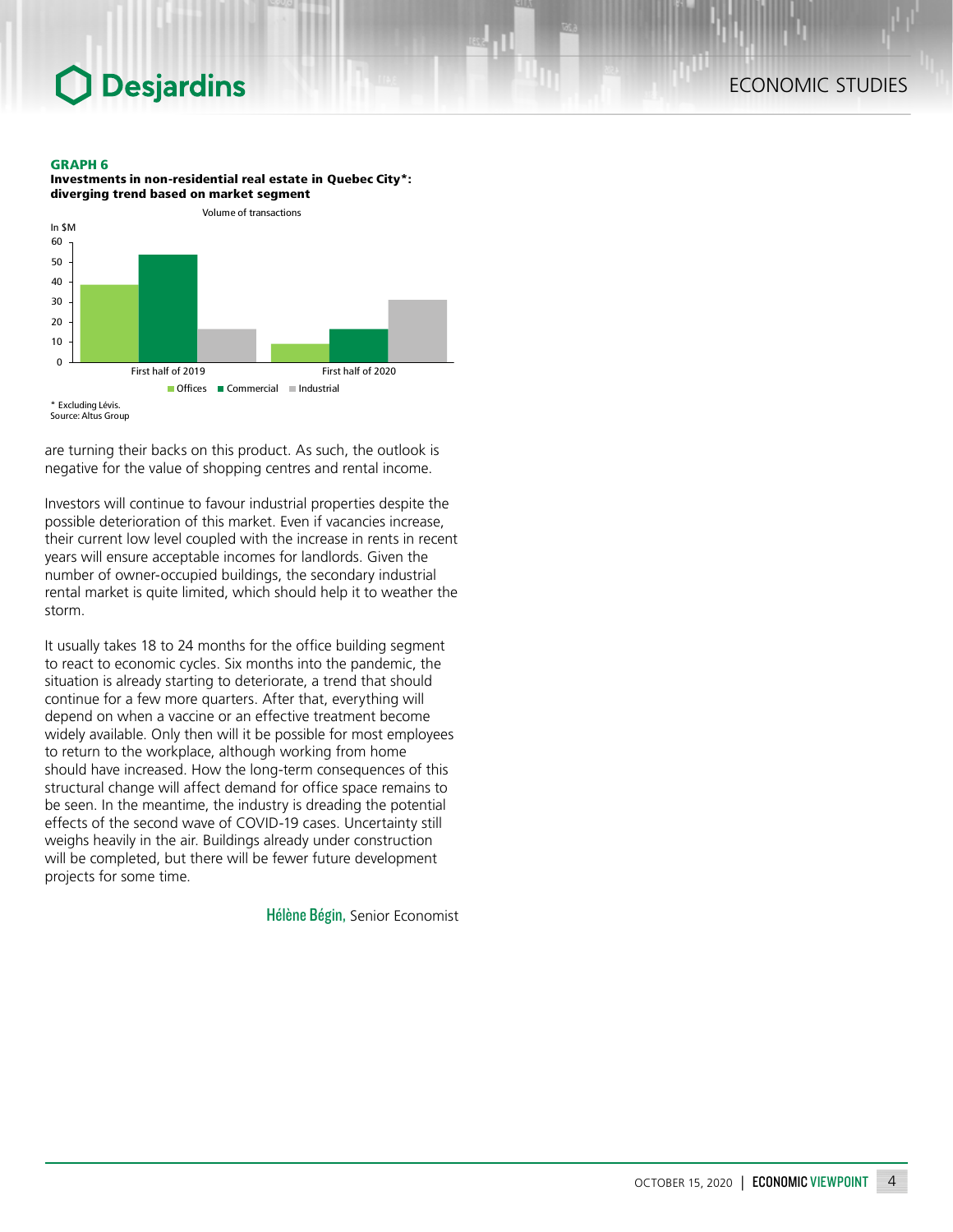**GRAPH 6**
**Investments in non-residential real estate in Quebec City*: diverging trend based on market segment**

Volume of transactions

In $M

60
50
40
30
20
10
0

First half of 2019
First half of 2020

Offices
Commercial
Industrial

\* Excluding Lévis.
Source: Altus Group

are turning their backs on this product. As such, the outlook is negative for the value of shopping centres and rental income.

Investors will continue to favour industrial properties despite the possible deterioration of this market. Even if vacancies increase, their current low level coupled with the increase in rents in recent years will ensure acceptable incomes for landlords. Given the number of owner-occupied buildings, the secondary industrial rental market is quite limited, which should help it to weather the storm.

It usually takes 18 to 24 months for the office building segment to react to economic cycles. Six months into the pandemic, the situation is already starting to deteriorate, a trend that should continue for a few more quarters. After that, everything will depend on when a vaccine or an effective treatment become widely available. Only then will it be possible for most employees to return to the workplace, although working from home should have increased. How the long-term consequences of this structural change will affect demand for office space remains to be seen. In the meantime, the industry is dreading the potential effects of the second wave of COVID-19 cases. Uncertainty still weighs heavily in the air. Buildings already under construction will be completed, but there will be fewer future development projects for some time.

Hélène Bégin, Senior Economist